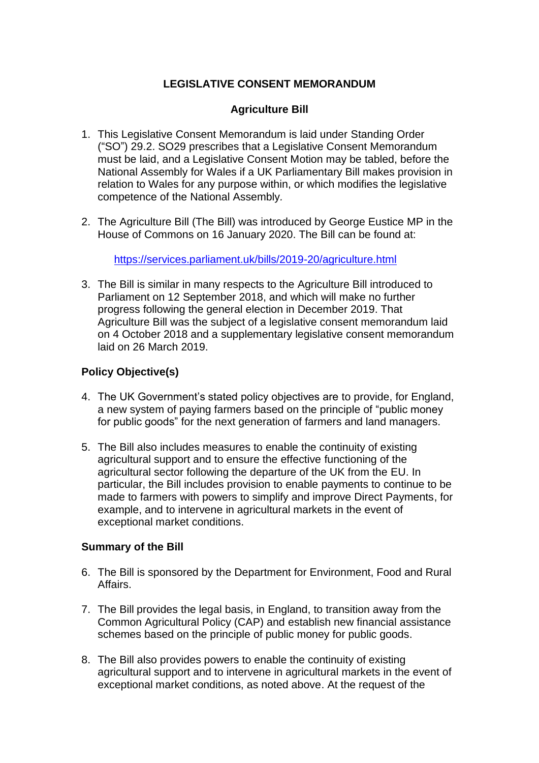**LEGISLATIVE CONSENT MEMORANDUM**

**Agriculture Bill**

1. This Legislative Consent Memorandum is laid under Standing Order ("SO") 29.2. SO29 prescribes that a Legislative Consent Memorandum must be laid, and a Legislative Consent Motion may be tabled, before the National Assembly for Wales if a UK Parliamentary Bill makes provision in relation to Wales for any purpose within, or which modifies the legislative competence of the National Assembly.

2. The Agriculture Bill (The Bill) was introduced by George Eustice MP in the House of Commons on 16 January 2020. The Bill can be found at:

   https://services.parliament.uk/bills/2019-20/agriculture.html

3. The Bill is similar in many respects to the Agriculture Bill introduced to Parliament on 12 September 2018, and which will make no further progress following the general election in December 2019. That Agriculture Bill was the subject of a legislative consent memorandum laid on 4 October 2018 and a supplementary legislative consent memorandum laid on 26 March 2019.

## Policy Objective(s)

4. The UK Government's stated policy objectives are to provide, for England, a new system of paying farmers based on the principle of "public money for public goods" for the next generation of farmers and land managers.

5. The Bill also includes measures to enable the continuity of existing agricultural support and to ensure the effective functioning of the agricultural sector following the departure of the UK from the EU. In particular, the Bill includes provision to enable payments to continue to be made to farmers with powers to simplify and improve Direct Payments, for example, and to intervene in agricultural markets in the event of exceptional market conditions.

## Summary of the Bill

6. The Bill is sponsored by the Department for Environment, Food and Rural Affairs.

7. The Bill provides the legal basis, in England, to transition away from the Common Agricultural Policy (CAP) and establish new financial assistance schemes based on the principle of public money for public goods.

8. The Bill also provides powers to enable the continuity of existing agricultural support and to intervene in agricultural markets in the event of exceptional market conditions, as noted above. At the request of the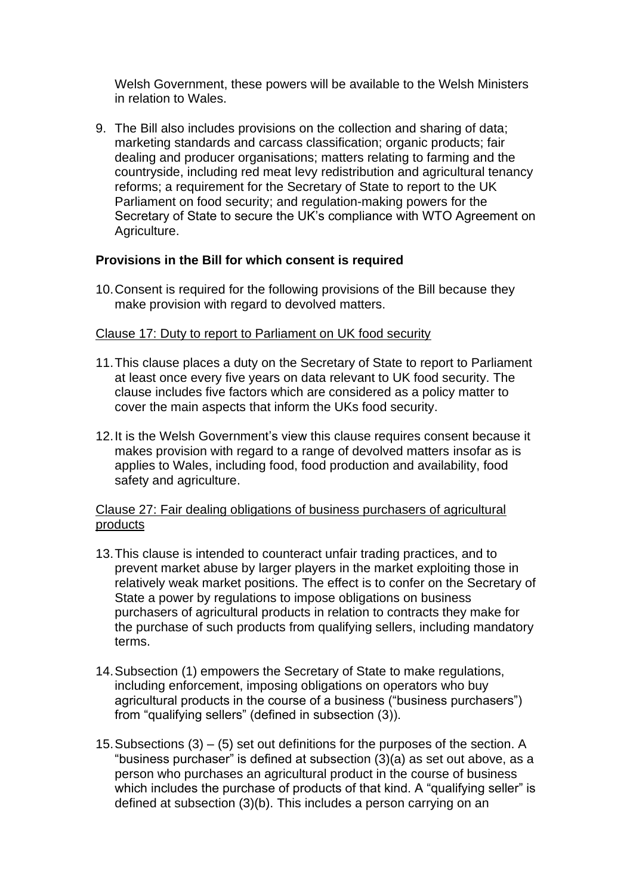Welsh Government, these powers will be available to the Welsh Ministers in relation to Wales.

9. The Bill also includes provisions on the collection and sharing of data; marketing standards and carcass classification; organic products; fair dealing and producer organisations; matters relating to farming and the countryside, including red meat levy redistribution and agricultural tenancy reforms; a requirement for the Secretary of State to report to the UK Parliament on food security; and regulation-making powers for the Secretary of State to secure the UK's compliance with WTO Agreement on Agriculture.

**Provisions in the Bill for which consent is required**

10. Consent is required for the following provisions of the Bill because they make provision with regard to devolved matters.

Clause 17: Duty to report to Parliament on UK food security

11. This clause places a duty on the Secretary of State to report to Parliament at least once every five years on data relevant to UK food security. The clause includes five factors which are considered as a policy matter to cover the main aspects that inform the UKs food security.

12. It is the Welsh Government's view this clause requires consent because it makes provision with regard to a range of devolved matters insofar as is applies to Wales, including food, food production and availability, food safety and agriculture.

Clause 27: Fair dealing obligations of business purchasers of agricultural products

13. This clause is intended to counteract unfair trading practices, and to prevent market abuse by larger players in the market exploiting those in relatively weak market positions. The effect is to confer on the Secretary of State a power by regulations to impose obligations on business purchasers of agricultural products in relation to contracts they make for the purchase of such products from qualifying sellers, including mandatory terms.

14. Subsection (1) empowers the Secretary of State to make regulations, including enforcement, imposing obligations on operators who buy agricultural products in the course of a business ("business purchasers") from "qualifying sellers" (defined in subsection (3)).

15. Subsections (3) – (5) set out definitions for the purposes of the section. A "business purchaser" is defined at subsection (3)(a) as set out above, as a person who purchases an agricultural product in the course of business which includes the purchase of products of that kind. A "qualifying seller" is defined at subsection (3)(b). This includes a person carrying on an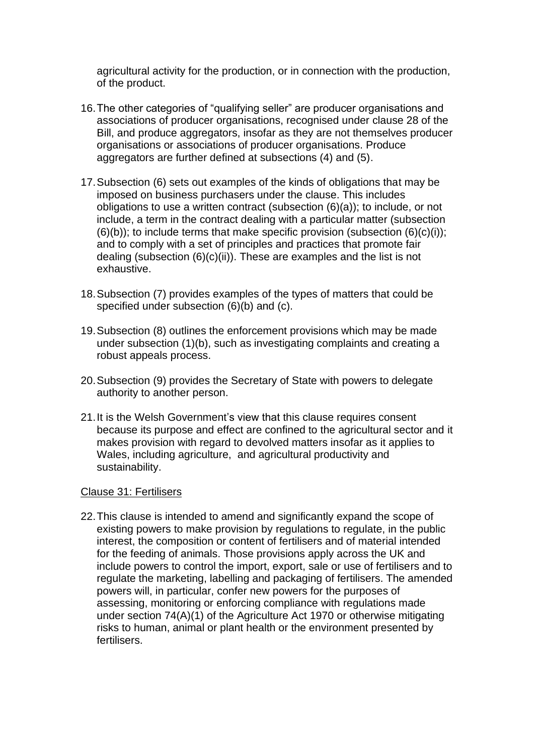agricultural activity for the production, or in connection with the production, of the product.

16. The other categories of "qualifying seller" are producer organisations and associations of producer organisations, recognised under clause 28 of the Bill, and produce aggregators, insofar as they are not themselves producer organisations or associations of producer organisations. Produce aggregators are further defined at subsections (4) and (5).

17. Subsection (6) sets out examples of the kinds of obligations that may be imposed on business purchasers under the clause. This includes obligations to use a written contract (subsection (6)(a)); to include, or not include, a term in the contract dealing with a particular matter (subsection (6)(b)); to include terms that make specific provision (subsection (6)(c)(i)); and to comply with a set of principles and practices that promote fair dealing (subsection (6)(c)(ii)). These are examples and the list is not exhaustive.

18. Subsection (7) provides examples of the types of matters that could be specified under subsection (6)(b) and (c).

19. Subsection (8) outlines the enforcement provisions which may be made under subsection (1)(b), such as investigating complaints and creating a robust appeals process.

20. Subsection (9) provides the Secretary of State with powers to delegate authority to another person.

21. It is the Welsh Government's view that this clause requires consent because its purpose and effect are confined to the agricultural sector and it makes provision with regard to devolved matters insofar as it applies to Wales, including agriculture, and agricultural productivity and sustainability.

Clause 31: Fertilisers

22. This clause is intended to amend and significantly expand the scope of existing powers to make provision by regulations to regulate, in the public interest, the composition or content of fertilisers and of material intended for the feeding of animals. Those provisions apply across the UK and include powers to control the import, export, sale or use of fertilisers and to regulate the marketing, labelling and packaging of fertilisers. The amended powers will, in particular, confer new powers for the purposes of assessing, monitoring or enforcing compliance with regulations made under section 74(A)(1) of the Agriculture Act 1970 or otherwise mitigating risks to human, animal or plant health or the environment presented by fertilisers.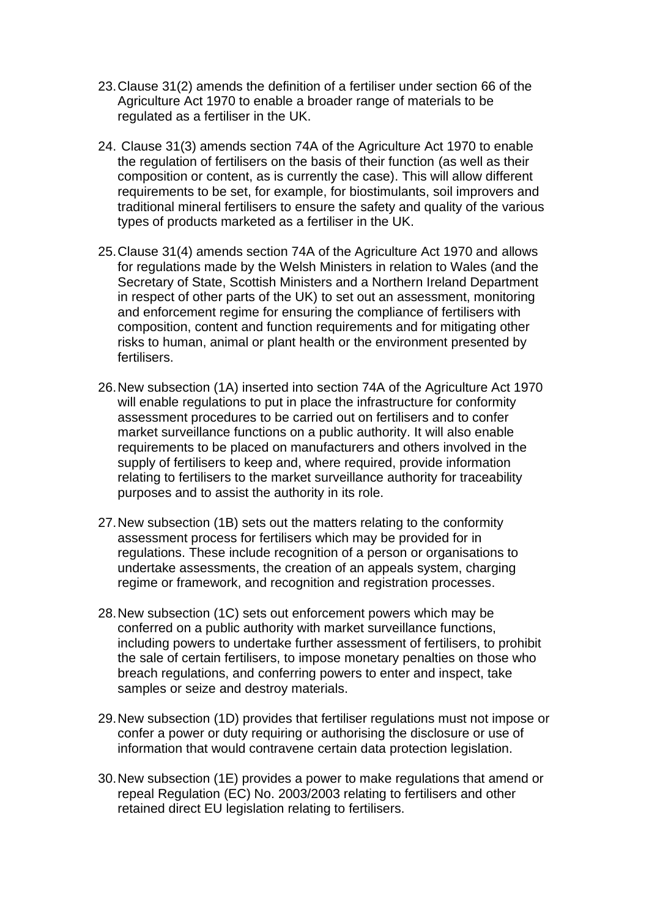23. Clause 31(2) amends the definition of a fertiliser under section 66 of the Agriculture Act 1970 to enable a broader range of materials to be regulated as a fertiliser in the UK.

24. Clause 31(3) amends section 74A of the Agriculture Act 1970 to enable the regulation of fertilisers on the basis of their function (as well as their composition or content, as is currently the case). This will allow different requirements to be set, for example, for biostimulants, soil improvers and traditional mineral fertilisers to ensure the safety and quality of the various types of products marketed as a fertiliser in the UK.

25. Clause 31(4) amends section 74A of the Agriculture Act 1970 and allows for regulations made by the Welsh Ministers in relation to Wales (and the Secretary of State, Scottish Ministers and a Northern Ireland Department in respect of other parts of the UK) to set out an assessment, monitoring and enforcement regime for ensuring the compliance of fertilisers with composition, content and function requirements and for mitigating other risks to human, animal or plant health or the environment presented by fertilisers.

26. New subsection (1A) inserted into section 74A of the Agriculture Act 1970 will enable regulations to put in place the infrastructure for conformity assessment procedures to be carried out on fertilisers and to confer market surveillance functions on a public authority. It will also enable requirements to be placed on manufacturers and others involved in the supply of fertilisers to keep and, where required, provide information relating to fertilisers to the market surveillance authority for traceability purposes and to assist the authority in its role.

27. New subsection (1B) sets out the matters relating to the conformity assessment process for fertilisers which may be provided for in regulations. These include recognition of a person or organisations to undertake assessments, the creation of an appeals system, charging regime or framework, and recognition and registration processes.

28. New subsection (1C) sets out enforcement powers which may be conferred on a public authority with market surveillance functions, including powers to undertake further assessment of fertilisers, to prohibit the sale of certain fertilisers, to impose monetary penalties on those who breach regulations, and conferring powers to enter and inspect, take samples or seize and destroy materials.

29. New subsection (1D) provides that fertiliser regulations must not impose or confer a power or duty requiring or authorising the disclosure or use of information that would contravene certain data protection legislation.

30. New subsection (1E) provides a power to make regulations that amend or repeal Regulation (EC) No. 2003/2003 relating to fertilisers and other retained direct EU legislation relating to fertilisers.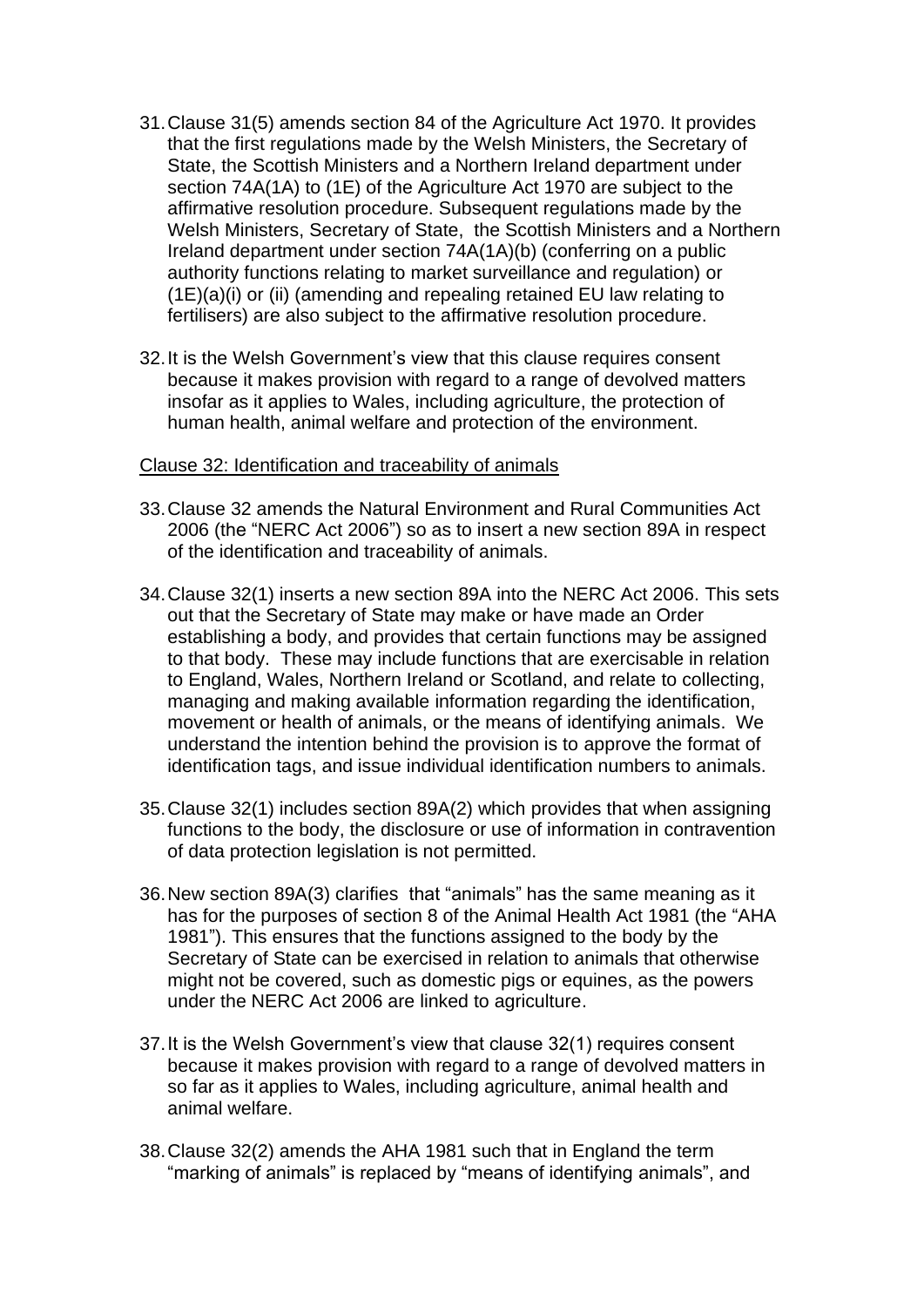31. Clause 31(5) amends section 84 of the Agriculture Act 1970. It provides that the first regulations made by the Welsh Ministers, the Secretary of State, the Scottish Ministers and a Northern Ireland department under section 74A(1A) to (1E) of the Agriculture Act 1970 are subject to the affirmative resolution procedure. Subsequent regulations made by the Welsh Ministers, Secretary of State, the Scottish Ministers and a Northern Ireland department under section 74A(1A)(b) (conferring on a public authority functions relating to market surveillance and regulation) or (1E)(a)(i) or (ii) (amending and repealing retained EU law relating to fertilisers) are also subject to the affirmative resolution procedure.

32. It is the Welsh Government's view that this clause requires consent because it makes provision with regard to a range of devolved matters insofar as it applies to Wales, including agriculture, the protection of human health, animal welfare and protection of the environment.

<u>Clause 32: Identification and traceability of animals</u>

33. Clause 32 amends the Natural Environment and Rural Communities Act 2006 (the "NERC Act 2006") so as to insert a new section 89A in respect of the identification and traceability of animals.

34. Clause 32(1) inserts a new section 89A into the NERC Act 2006. This sets out that the Secretary of State may make or have made an Order establishing a body, and provides that certain functions may be assigned to that body. These may include functions that are exercisable in relation to England, Wales, Northern Ireland or Scotland, and relate to collecting, managing and making available information regarding the identification, movement or health of animals, or the means of identifying animals. We understand the intention behind the provision is to approve the format of identification tags, and issue individual identification numbers to animals.

35. Clause 32(1) includes section 89A(2) which provides that when assigning functions to the body, the disclosure or use of information in contravention of data protection legislation is not permitted.

36. New section 89A(3) clarifies that "animals" has the same meaning as it has for the purposes of section 8 of the Animal Health Act 1981 (the "AHA 1981"). This ensures that the functions assigned to the body by the Secretary of State can be exercised in relation to animals that otherwise might not be covered, such as domestic pigs or equines, as the powers under the NERC Act 2006 are linked to agriculture.

37. It is the Welsh Government's view that clause 32(1) requires consent because it makes provision with regard to a range of devolved matters in so far as it applies to Wales, including agriculture, animal health and animal welfare.

38. Clause 32(2) amends the AHA 1981 such that in England the term "marking of animals" is replaced by "means of identifying animals", and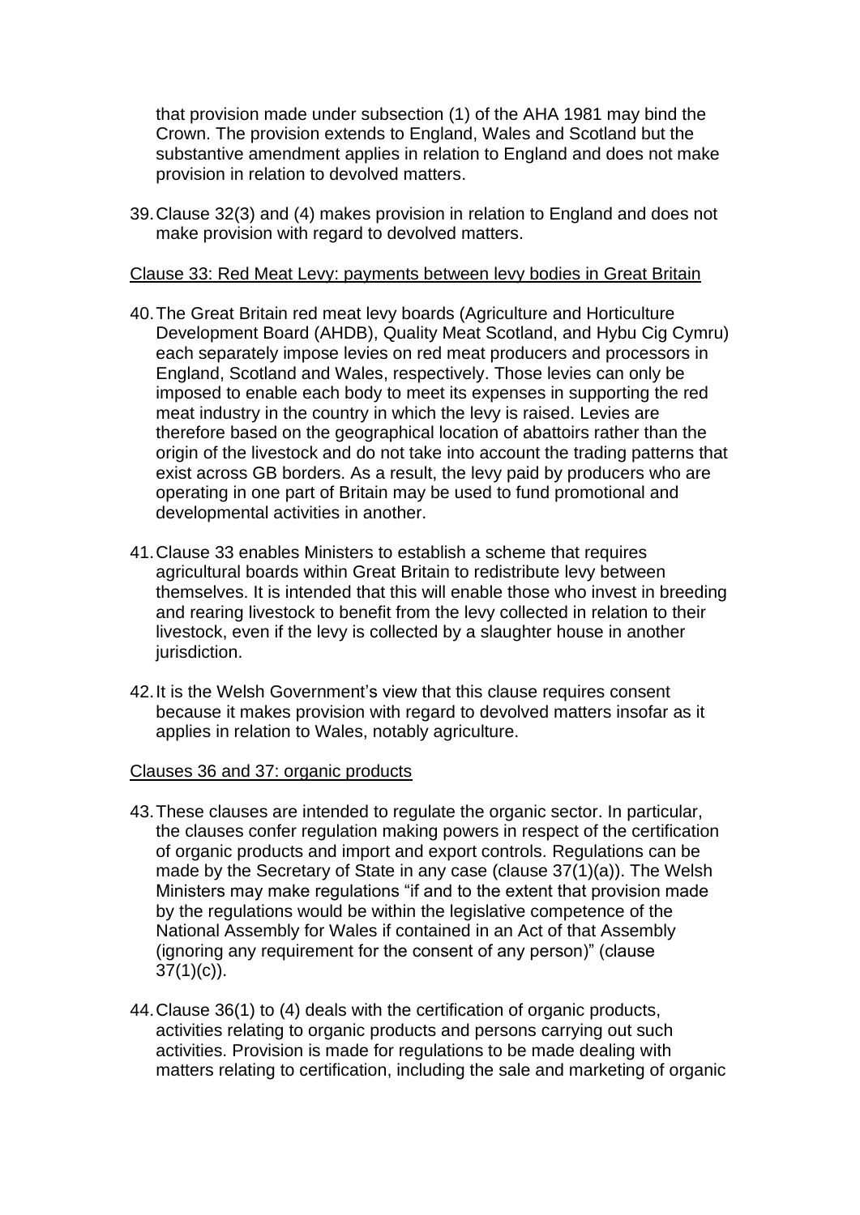that provision made under subsection (1) of the AHA 1981 may bind the Crown. The provision extends to England, Wales and Scotland but the substantive amendment applies in relation to England and does not make provision in relation to devolved matters.

39. Clause 32(3) and (4) makes provision in relation to England and does not make provision with regard to devolved matters.

Clause 33: Red Meat Levy: payments between levy bodies in Great Britain

40. The Great Britain red meat levy boards (Agriculture and Horticulture Development Board (AHDB), Quality Meat Scotland, and Hybu Cig Cymru) each separately impose levies on red meat producers and processors in England, Scotland and Wales, respectively. Those levies can only be imposed to enable each body to meet its expenses in supporting the red meat industry in the country in which the levy is raised. Levies are therefore based on the geographical location of abattoirs rather than the origin of the livestock and do not take into account the trading patterns that exist across GB borders. As a result, the levy paid by producers who are operating in one part of Britain may be used to fund promotional and developmental activities in another.

41. Clause 33 enables Ministers to establish a scheme that requires agricultural boards within Great Britain to redistribute levy between themselves. It is intended that this will enable those who invest in breeding and rearing livestock to benefit from the levy collected in relation to their livestock, even if the levy is collected by a slaughter house in another jurisdiction.

42. It is the Welsh Government's view that this clause requires consent because it makes provision with regard to devolved matters insofar as it applies in relation to Wales, notably agriculture.

Clauses 36 and 37: organic products

43. These clauses are intended to regulate the organic sector. In particular, the clauses confer regulation making powers in respect of the certification of organic products and import and export controls. Regulations can be made by the Secretary of State in any case (clause 37(1)(a)). The Welsh Ministers may make regulations "if and to the extent that provision made by the regulations would be within the legislative competence of the National Assembly for Wales if contained in an Act of that Assembly (ignoring any requirement for the consent of any person)" (clause 37(1)(c)).

44. Clause 36(1) to (4) deals with the certification of organic products, activities relating to organic products and persons carrying out such activities. Provision is made for regulations to be made dealing with matters relating to certification, including the sale and marketing of organic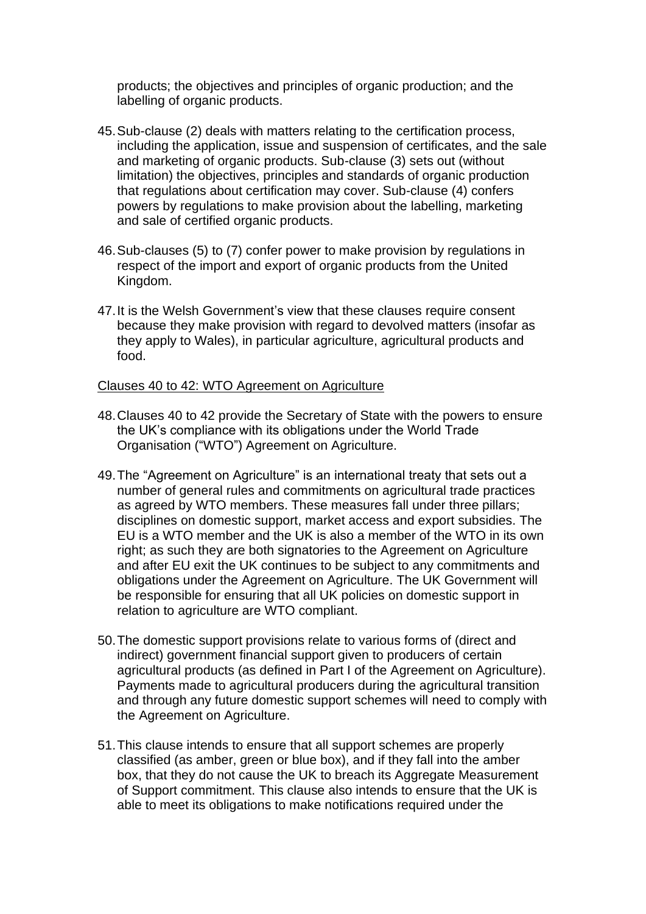products; the objectives and principles of organic production; and the labelling of organic products.

45. Sub-clause (2) deals with matters relating to the certification process, including the application, issue and suspension of certificates, and the sale and marketing of organic products. Sub-clause (3) sets out (without limitation) the objectives, principles and standards of organic production that regulations about certification may cover. Sub-clause (4) confers powers by regulations to make provision about the labelling, marketing and sale of certified organic products.

46. Sub-clauses (5) to (7) confer power to make provision by regulations in respect of the import and export of organic products from the United Kingdom.

47. It is the Welsh Government's view that these clauses require consent because they make provision with regard to devolved matters (insofar as they apply to Wales), in particular agriculture, agricultural products and food.

Clauses 40 to 42: WTO Agreement on Agriculture

48. Clauses 40 to 42 provide the Secretary of State with the powers to ensure the UK's compliance with its obligations under the World Trade Organisation ("WTO") Agreement on Agriculture.

49. The "Agreement on Agriculture" is an international treaty that sets out a number of general rules and commitments on agricultural trade practices as agreed by WTO members. These measures fall under three pillars; disciplines on domestic support, market access and export subsidies. The EU is a WTO member and the UK is also a member of the WTO in its own right; as such they are both signatories to the Agreement on Agriculture and after EU exit the UK continues to be subject to any commitments and obligations under the Agreement on Agriculture. The UK Government will be responsible for ensuring that all UK policies on domestic support in relation to agriculture are WTO compliant.

50. The domestic support provisions relate to various forms of (direct and indirect) government financial support given to producers of certain agricultural products (as defined in Part I of the Agreement on Agriculture). Payments made to agricultural producers during the agricultural transition and through any future domestic support schemes will need to comply with the Agreement on Agriculture.

51. This clause intends to ensure that all support schemes are properly classified (as amber, green or blue box), and if they fall into the amber box, that they do not cause the UK to breach its Aggregate Measurement of Support commitment. This clause also intends to ensure that the UK is able to meet its obligations to make notifications required under the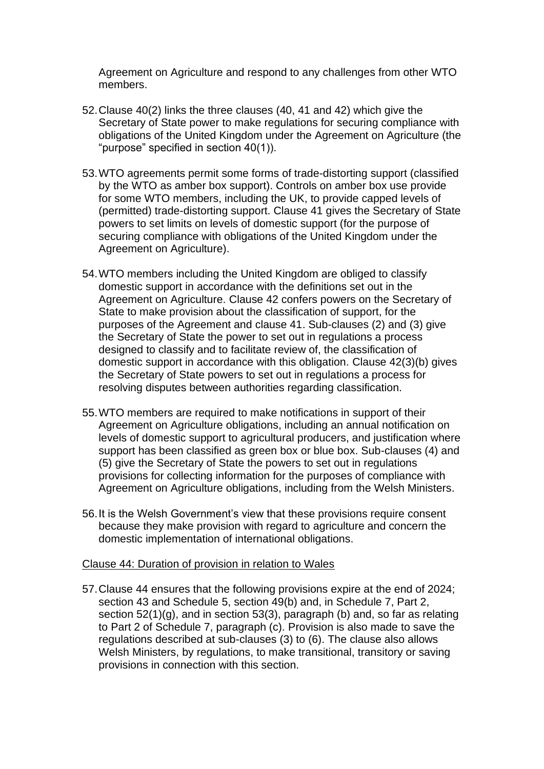Agreement on Agriculture and respond to any challenges from other WTO members.

52. Clause 40(2) links the three clauses (40, 41 and 42) which give the Secretary of State power to make regulations for securing compliance with obligations of the United Kingdom under the Agreement on Agriculture (the "purpose" specified in section 40(1)).

53. WTO agreements permit some forms of trade-distorting support (classified by the WTO as amber box support). Controls on amber box use provide for some WTO members, including the UK, to provide capped levels of (permitted) trade-distorting support. Clause 41 gives the Secretary of State powers to set limits on levels of domestic support (for the purpose of securing compliance with obligations of the United Kingdom under the Agreement on Agriculture).

54. WTO members including the United Kingdom are obliged to classify domestic support in accordance with the definitions set out in the Agreement on Agriculture. Clause 42 confers powers on the Secretary of State to make provision about the classification of support, for the purposes of the Agreement and clause 41. Sub-clauses (2) and (3) give the Secretary of State the power to set out in regulations a process designed to classify and to facilitate review of, the classification of domestic support in accordance with this obligation. Clause 42(3)(b) gives the Secretary of State powers to set out in regulations a process for resolving disputes between authorities regarding classification.

55. WTO members are required to make notifications in support of their Agreement on Agriculture obligations, including an annual notification on levels of domestic support to agricultural producers, and justification where support has been classified as green box or blue box. Sub-clauses (4) and (5) give the Secretary of State the powers to set out in regulations provisions for collecting information for the purposes of compliance with Agreement on Agriculture obligations, including from the Welsh Ministers.

56. It is the Welsh Government's view that these provisions require consent because they make provision with regard to agriculture and concern the domestic implementation of international obligations.

Clause 44: Duration of provision in relation to Wales

57. Clause 44 ensures that the following provisions expire at the end of 2024; section 43 and Schedule 5, section 49(b) and, in Schedule 7, Part 2, section 52(1)(g), and in section 53(3), paragraph (b) and, so far as relating to Part 2 of Schedule 7, paragraph (c). Provision is also made to save the regulations described at sub-clauses (3) to (6). The clause also allows Welsh Ministers, by regulations, to make transitional, transitory or saving provisions in connection with this section.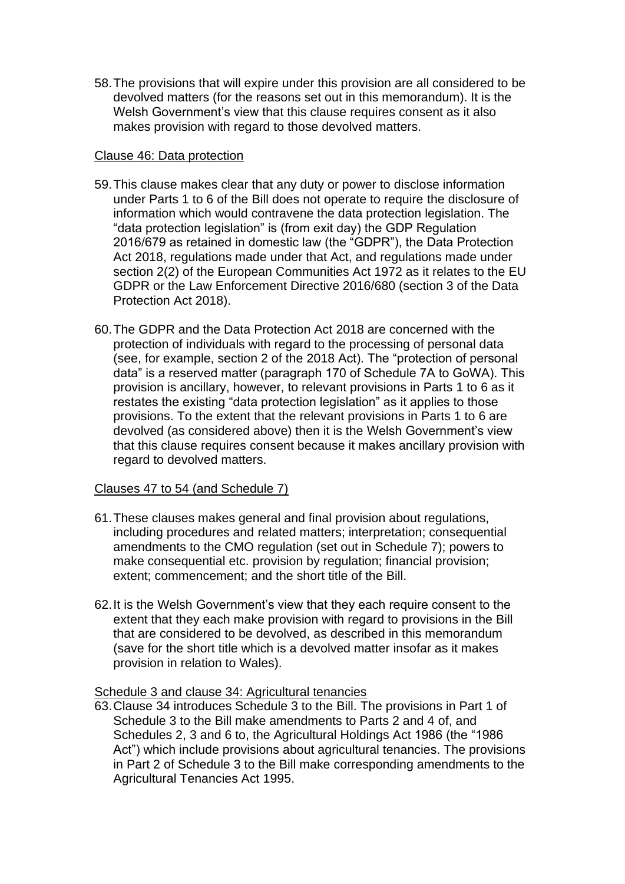58. The provisions that will expire under this provision are all considered to be devolved matters (for the reasons set out in this memorandum). It is the Welsh Government's view that this clause requires consent as it also makes provision with regard to those devolved matters.

Clause 46: Data protection

59. This clause makes clear that any duty or power to disclose information under Parts 1 to 6 of the Bill does not operate to require the disclosure of information which would contravene the data protection legislation. The "data protection legislation" is (from exit day) the GDP Regulation 2016/679 as retained in domestic law (the "GDPR"), the Data Protection Act 2018, regulations made under that Act, and regulations made under section 2(2) of the European Communities Act 1972 as it relates to the EU GDPR or the Law Enforcement Directive 2016/680 (section 3 of the Data Protection Act 2018).

60. The GDPR and the Data Protection Act 2018 are concerned with the protection of individuals with regard to the processing of personal data (see, for example, section 2 of the 2018 Act). The "protection of personal data" is a reserved matter (paragraph 170 of Schedule 7A to GoWA). This provision is ancillary, however, to relevant provisions in Parts 1 to 6 as it restates the existing "data protection legislation" as it applies to those provisions. To the extent that the relevant provisions in Parts 1 to 6 are devolved (as considered above) then it is the Welsh Government's view that this clause requires consent because it makes ancillary provision with regard to devolved matters.

Clauses 47 to 54 (and Schedule 7)

61. These clauses makes general and final provision about regulations, including procedures and related matters; interpretation; consequential amendments to the CMO regulation (set out in Schedule 7); powers to make consequential etc. provision by regulation; financial provision; extent; commencement; and the short title of the Bill.

62. It is the Welsh Government's view that they each require consent to the extent that they each make provision with regard to provisions in the Bill that are considered to be devolved, as described in this memorandum (save for the short title which is a devolved matter insofar as it makes provision in relation to Wales).

Schedule 3 and clause 34: Agricultural tenancies

63. Clause 34 introduces Schedule 3 to the Bill. The provisions in Part 1 of Schedule 3 to the Bill make amendments to Parts 2 and 4 of, and Schedules 2, 3 and 6 to, the Agricultural Holdings Act 1986 (the "1986 Act") which include provisions about agricultural tenancies. The provisions in Part 2 of Schedule 3 to the Bill make corresponding amendments to the Agricultural Tenancies Act 1995.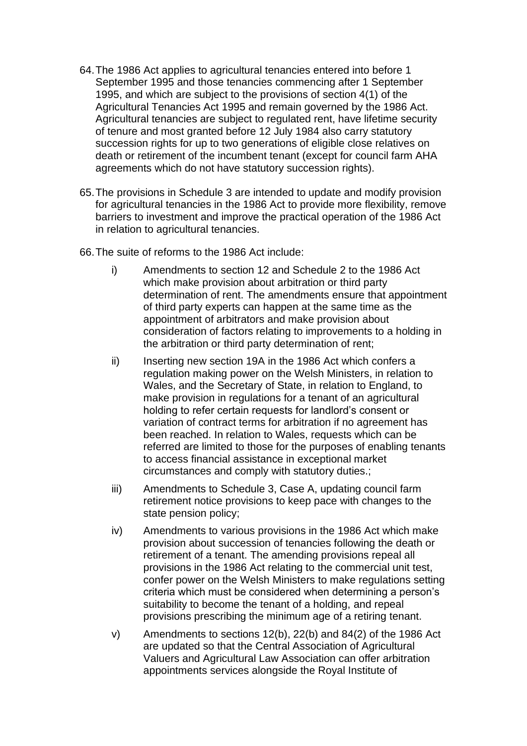64. The 1986 Act applies to agricultural tenancies entered into before 1 September 1995 and those tenancies commencing after 1 September 1995, and which are subject to the provisions of section 4(1) of the Agricultural Tenancies Act 1995 and remain governed by the 1986 Act. Agricultural tenancies are subject to regulated rent, have lifetime security of tenure and most granted before 12 July 1984 also carry statutory succession rights for up to two generations of eligible close relatives on death or retirement of the incumbent tenant (except for council farm AHA agreements which do not have statutory succession rights).

65. The provisions in Schedule 3 are intended to update and modify provision for agricultural tenancies in the 1986 Act to provide more flexibility, remove barriers to investment and improve the practical operation of the 1986 Act in relation to agricultural tenancies.

66. The suite of reforms to the 1986 Act include:

    i) Amendments to section 12 and Schedule 2 to the 1986 Act which make provision about arbitration or third party determination of rent. The amendments ensure that appointment of third party experts can happen at the same time as the appointment of arbitrators and make provision about consideration of factors relating to improvements to a holding in the arbitration or third party determination of rent;

    ii) Inserting new section 19A in the 1986 Act which confers a regulation making power on the Welsh Ministers, in relation to Wales, and the Secretary of State, in relation to England, to make provision in regulations for a tenant of an agricultural holding to refer certain requests for landlord's consent or variation of contract terms for arbitration if no agreement has been reached. In relation to Wales, requests which can be referred are limited to those for the purposes of enabling tenants to access financial assistance in exceptional market circumstances and comply with statutory duties.;

    iii) Amendments to Schedule 3, Case A, updating council farm retirement notice provisions to keep pace with changes to the state pension policy;

    iv) Amendments to various provisions in the 1986 Act which make provision about succession of tenancies following the death or retirement of a tenant. The amending provisions repeal all provisions in the 1986 Act relating to the commercial unit test, confer power on the Welsh Ministers to make regulations setting criteria which must be considered when determining a person's suitability to become the tenant of a holding, and repeal provisions prescribing the minimum age of a retiring tenant.

    v) Amendments to sections 12(b), 22(b) and 84(2) of the 1986 Act are updated so that the Central Association of Agricultural Valuers and Agricultural Law Association can offer arbitration appointments services alongside the Royal Institute of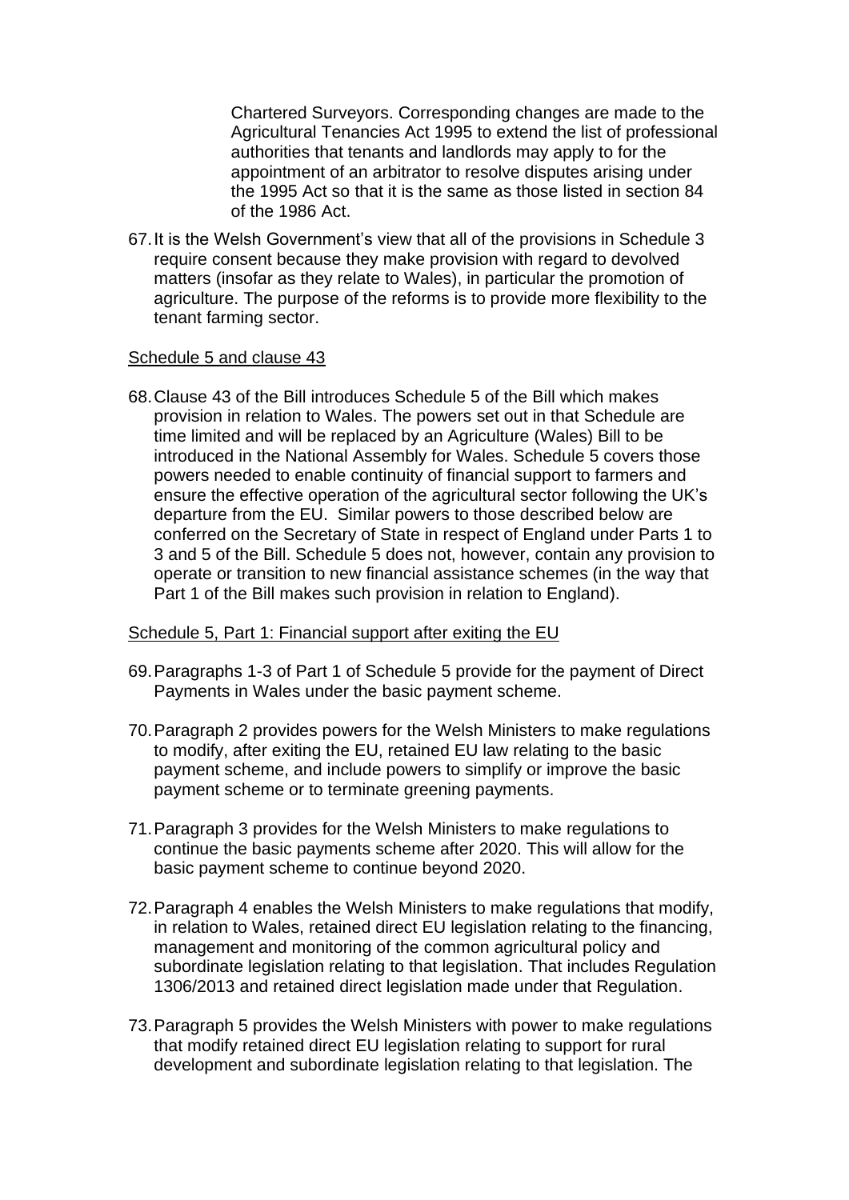Chartered Surveyors. Corresponding changes are made to the Agricultural Tenancies Act 1995 to extend the list of professional authorities that tenants and landlords may apply to for the appointment of an arbitrator to resolve disputes arising under the 1995 Act so that it is the same as those listed in section 84 of the 1986 Act.

67. It is the Welsh Government's view that all of the provisions in Schedule 3 require consent because they make provision with regard to devolved matters (insofar as they relate to Wales), in particular the promotion of agriculture. The purpose of the reforms is to provide more flexibility to the tenant farming sector.

Schedule 5 and clause 43

68. Clause 43 of the Bill introduces Schedule 5 of the Bill which makes provision in relation to Wales. The powers set out in that Schedule are time limited and will be replaced by an Agriculture (Wales) Bill to be introduced in the National Assembly for Wales. Schedule 5 covers those powers needed to enable continuity of financial support to farmers and ensure the effective operation of the agricultural sector following the UK's departure from the EU. Similar powers to those described below are conferred on the Secretary of State in respect of England under Parts 1 to 3 and 5 of the Bill. Schedule 5 does not, however, contain any provision to operate or transition to new financial assistance schemes (in the way that Part 1 of the Bill makes such provision in relation to England).

Schedule 5, Part 1: Financial support after exiting the EU

69. Paragraphs 1-3 of Part 1 of Schedule 5 provide for the payment of Direct Payments in Wales under the basic payment scheme.

70. Paragraph 2 provides powers for the Welsh Ministers to make regulations to modify, after exiting the EU, retained EU law relating to the basic payment scheme, and include powers to simplify or improve the basic payment scheme or to terminate greening payments.

71. Paragraph 3 provides for the Welsh Ministers to make regulations to continue the basic payments scheme after 2020. This will allow for the basic payment scheme to continue beyond 2020.

72. Paragraph 4 enables the Welsh Ministers to make regulations that modify, in relation to Wales, retained direct EU legislation relating to the financing, management and monitoring of the common agricultural policy and subordinate legislation relating to that legislation. That includes Regulation 1306/2013 and retained direct legislation made under that Regulation.

73. Paragraph 5 provides the Welsh Ministers with power to make regulations that modify retained direct EU legislation relating to support for rural development and subordinate legislation relating to that legislation. The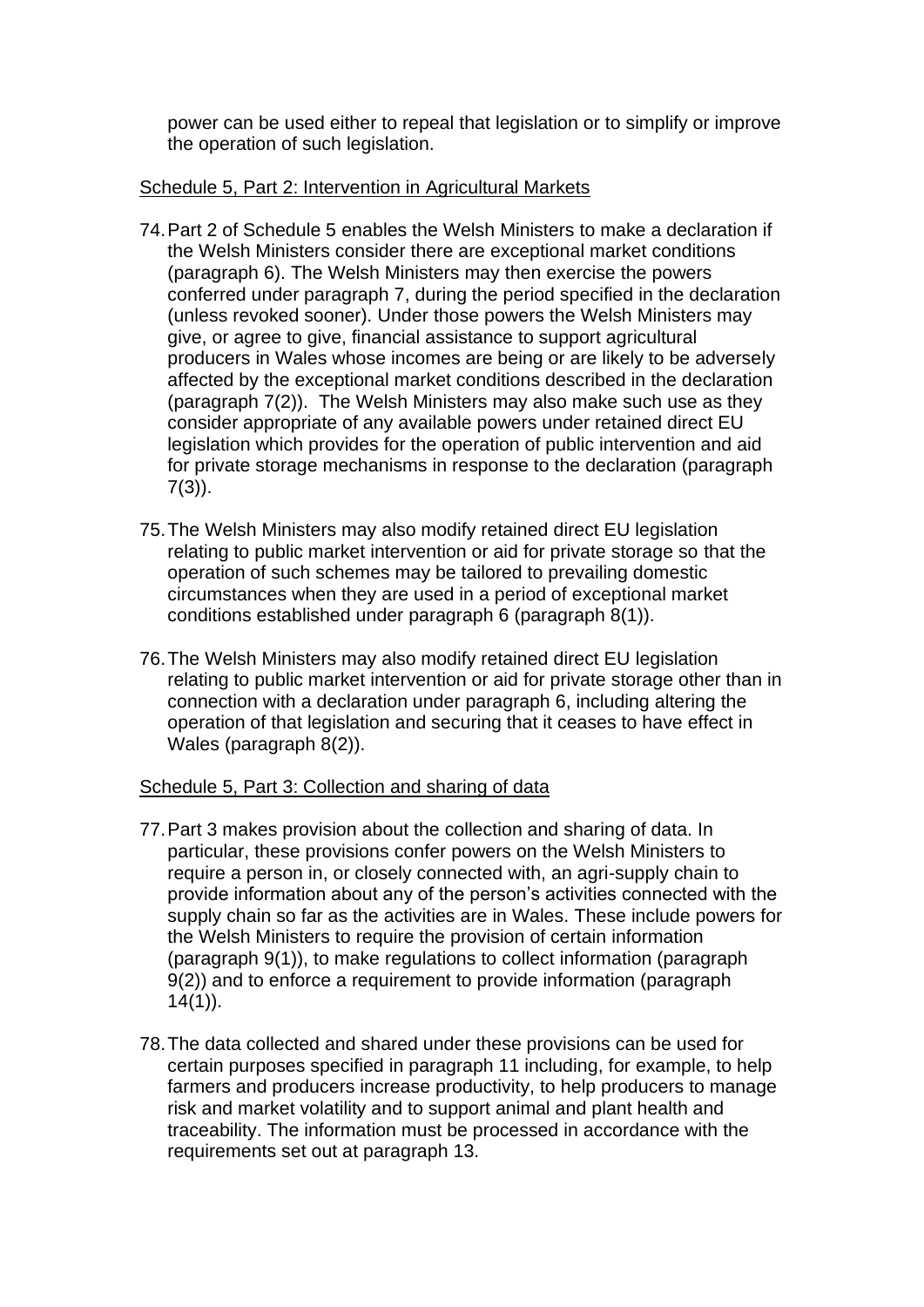power can be used either to repeal that legislation or to simplify or improve the operation of such legislation.

Schedule 5, Part 2: Intervention in Agricultural Markets

74. Part 2 of Schedule 5 enables the Welsh Ministers to make a declaration if the Welsh Ministers consider there are exceptional market conditions (paragraph 6). The Welsh Ministers may then exercise the powers conferred under paragraph 7, during the period specified in the declaration (unless revoked sooner). Under those powers the Welsh Ministers may give, or agree to give, financial assistance to support agricultural producers in Wales whose incomes are being or are likely to be adversely affected by the exceptional market conditions described in the declaration (paragraph 7(2)). The Welsh Ministers may also make such use as they consider appropriate of any available powers under retained direct EU legislation which provides for the operation of public intervention and aid for private storage mechanisms in response to the declaration (paragraph 7(3)).

75. The Welsh Ministers may also modify retained direct EU legislation relating to public market intervention or aid for private storage so that the operation of such schemes may be tailored to prevailing domestic circumstances when they are used in a period of exceptional market conditions established under paragraph 6 (paragraph 8(1)).

76. The Welsh Ministers may also modify retained direct EU legislation relating to public market intervention or aid for private storage other than in connection with a declaration under paragraph 6, including altering the operation of that legislation and securing that it ceases to have effect in Wales (paragraph 8(2)).

Schedule 5, Part 3: Collection and sharing of data

77. Part 3 makes provision about the collection and sharing of data. In particular, these provisions confer powers on the Welsh Ministers to require a person in, or closely connected with, an agri-supply chain to provide information about any of the person's activities connected with the supply chain so far as the activities are in Wales. These include powers for the Welsh Ministers to require the provision of certain information (paragraph 9(1)), to make regulations to collect information (paragraph 9(2)) and to enforce a requirement to provide information (paragraph 14(1)).

78. The data collected and shared under these provisions can be used for certain purposes specified in paragraph 11 including, for example, to help farmers and producers increase productivity, to help producers to manage risk and market volatility and to support animal and plant health and traceability. The information must be processed in accordance with the requirements set out at paragraph 13.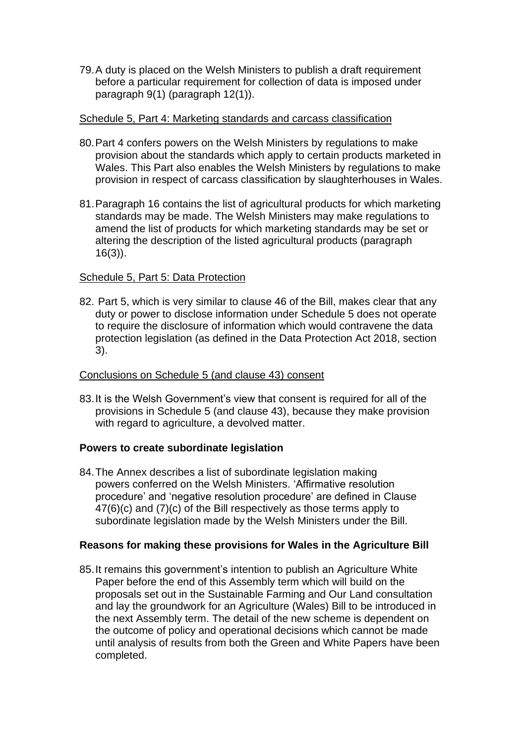79. A duty is placed on the Welsh Ministers to publish a draft requirement before a particular requirement for collection of data is imposed under paragraph 9(1) (paragraph 12(1)).

Schedule 5, Part 4: Marketing standards and carcass classification

80. Part 4 confers powers on the Welsh Ministers by regulations to make provision about the standards which apply to certain products marketed in Wales. This Part also enables the Welsh Ministers by regulations to make provision in respect of carcass classification by slaughterhouses in Wales.

81. Paragraph 16 contains the list of agricultural products for which marketing standards may be made. The Welsh Ministers may make regulations to amend the list of products for which marketing standards may be set or altering the description of the listed agricultural products (paragraph 16(3)).

Schedule 5, Part 5: Data Protection

82. Part 5, which is very similar to clause 46 of the Bill, makes clear that any duty or power to disclose information under Schedule 5 does not operate to require the disclosure of information which would contravene the data protection legislation (as defined in the Data Protection Act 2018, section 3).

Conclusions on Schedule 5 (and clause 43) consent

83. It is the Welsh Government's view that consent is required for all of the provisions in Schedule 5 (and clause 43), because they make provision with regard to agriculture, a devolved matter.

**Powers to create subordinate legislation**

84. The Annex describes a list of subordinate legislation making powers conferred on the Welsh Ministers. 'Affirmative resolution procedure' and 'negative resolution procedure' are defined in Clause 47(6)(c) and (7)(c) of the Bill respectively as those terms apply to subordinate legislation made by the Welsh Ministers under the Bill.

**Reasons for making these provisions for Wales in the Agriculture Bill**

85. It remains this government's intention to publish an Agriculture White Paper before the end of this Assembly term which will build on the proposals set out in the Sustainable Farming and Our Land consultation and lay the groundwork for an Agriculture (Wales) Bill to be introduced in the next Assembly term. The detail of the new scheme is dependent on the outcome of policy and operational decisions which cannot be made until analysis of results from both the Green and White Papers have been completed.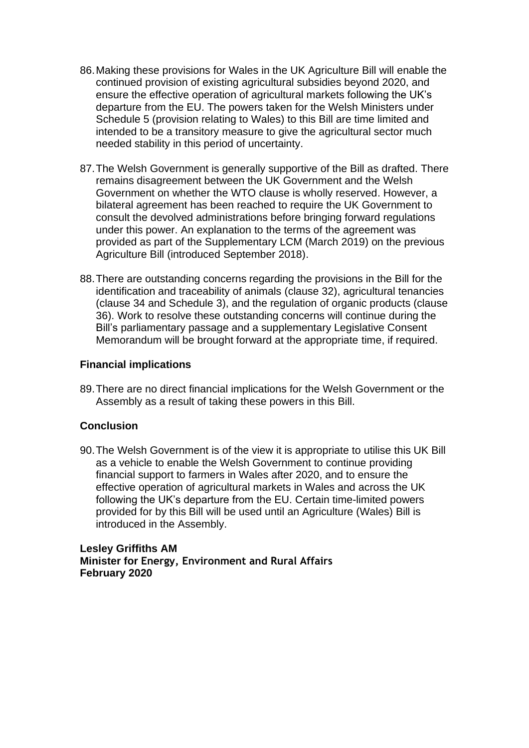86. Making these provisions for Wales in the UK Agriculture Bill will enable the continued provision of existing agricultural subsidies beyond 2020, and ensure the effective operation of agricultural markets following the UK's departure from the EU. The powers taken for the Welsh Ministers under Schedule 5 (provision relating to Wales) to this Bill are time limited and intended to be a transitory measure to give the agricultural sector much needed stability in this period of uncertainty.

87. The Welsh Government is generally supportive of the Bill as drafted. There remains disagreement between the UK Government and the Welsh Government on whether the WTO clause is wholly reserved. However, a bilateral agreement has been reached to require the UK Government to consult the devolved administrations before bringing forward regulations under this power. An explanation to the terms of the agreement was provided as part of the Supplementary LCM (March 2019) on the previous Agriculture Bill (introduced September 2018).

88. There are outstanding concerns regarding the provisions in the Bill for the identification and traceability of animals (clause 32), agricultural tenancies (clause 34 and Schedule 3), and the regulation of organic products (clause 36). Work to resolve these outstanding concerns will continue during the Bill's parliamentary passage and a supplementary Legislative Consent Memorandum will be brought forward at the appropriate time, if required.

### Financial implications

89. There are no direct financial implications for the Welsh Government or the Assembly as a result of taking these powers in this Bill.

### Conclusion

90. The Welsh Government is of the view it is appropriate to utilise this UK Bill as a vehicle to enable the Welsh Government to continue providing financial support to farmers in Wales after 2020, and to ensure the effective operation of agricultural markets in Wales and across the UK following the UK's departure from the EU. Certain time-limited powers provided for by this Bill will be used until an Agriculture (Wales) Bill is introduced in the Assembly.

**Lesley Griffiths AM**
**Minister for Energy, Environment and Rural Affairs**
**February 2020**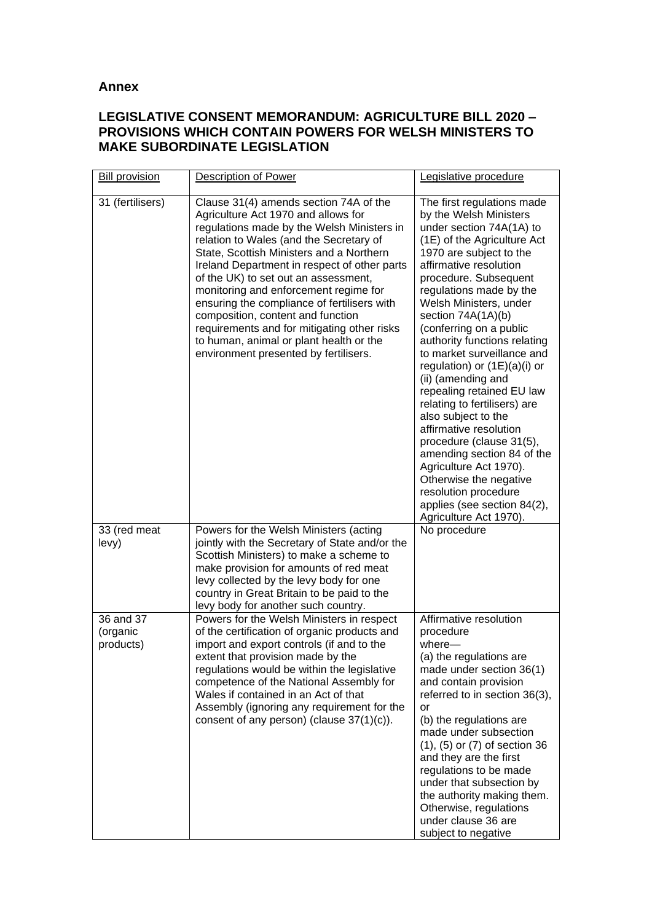**Annex**

**LEGISLATIVE CONSENT MEMORANDUM: AGRICULTURE BILL 2020 – PROVISIONS WHICH CONTAIN POWERS FOR WELSH MINISTERS TO MAKE SUBORDINATE LEGISLATION**

| Bill provision | Description of Power | Legislative procedure |
|---|---|---|
| 31 (fertilisers) | Clause 31(4) amends section 74A of the Agriculture Act 1970 and allows for regulations made by the Welsh Ministers in relation to Wales (and the Secretary of State, Scottish Ministers and a Northern Ireland Department in respect of other parts of the UK) to set out an assessment, monitoring and enforcement regime for ensuring the compliance of fertilisers with composition, content and function requirements and for mitigating other risks to human, animal or plant health or the environment presented by fertilisers. | The first regulations made by the Welsh Ministers under section 74A(1A) to (1E) of the Agriculture Act 1970 are subject to the affirmative resolution procedure. Subsequent regulations made by the Welsh Ministers, under section 74A(1A)(b) (conferring on a public authority functions relating to market surveillance and regulation) or (1E)(a)(i) or (ii) (amending and repealing retained EU law relating to fertilisers) are also subject to the affirmative resolution procedure (clause 31(5), amending section 84 of the Agriculture Act 1970). Otherwise the negative resolution procedure applies (see section 84(2), Agriculture Act 1970). |
| 33 (red meat levy) | Powers for the Welsh Ministers (acting jointly with the Secretary of State and/or the Scottish Ministers) to make a scheme to make provision for amounts of red meat levy collected by the levy body for one country in Great Britain to be paid to the levy body for another such country. | No procedure |
| 36 and 37 (organic products) | Powers for the Welsh Ministers in respect of the certification of organic products and import and export controls (if and to the extent that provision made by the regulations would be within the legislative competence of the National Assembly for Wales if contained in an Act of that Assembly (ignoring any requirement for the consent of any person) (clause 37(1)(c)). | Affirmative resolution procedure where— (a) the regulations are made under section 36(1) and contain provision referred to in section 36(3), or (b) the regulations are made under subsection (1), (5) or (7) of section 36 and they are the first regulations to be made under that subsection by the authority making them. Otherwise, regulations under clause 36 are subject to negative |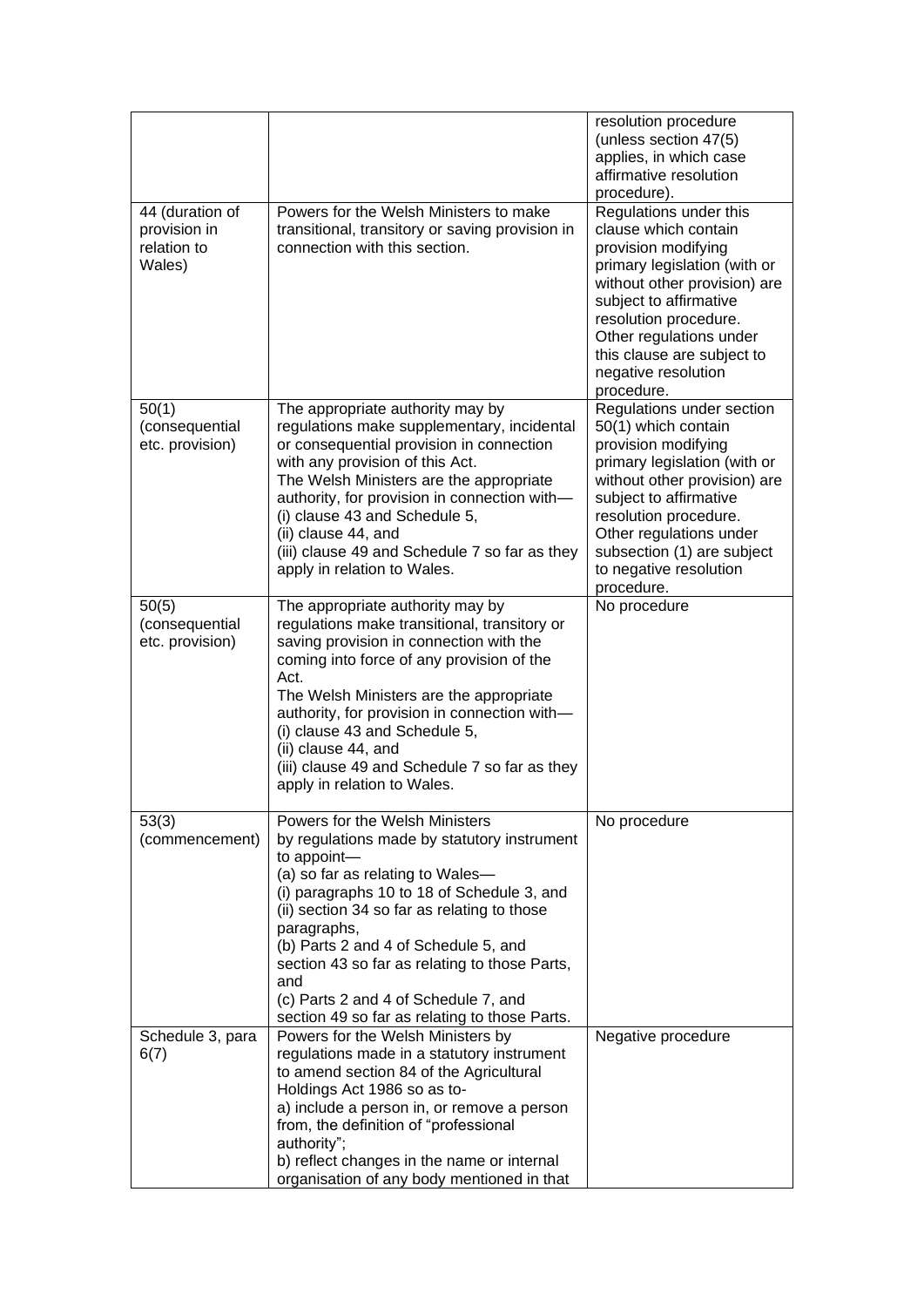| | | |
|---|---|---|
| | | resolution procedure (unless section 47(5) applies, in which case affirmative resolution procedure). |
| 44 (duration of provision in relation to Wales) | Powers for the Welsh Ministers to make transitional, transitory or saving provision in connection with this section. | Regulations under this clause which contain provision modifying primary legislation (with or without other provision) are subject to affirmative resolution procedure. Other regulations under this clause are subject to negative resolution procedure. |
| 50(1) (consequential etc. provision) | The appropriate authority may by regulations make supplementary, incidental or consequential provision in connection with any provision of this Act.<br>The Welsh Ministers are the appropriate authority, for provision in connection with—<br>(i) clause 43 and Schedule 5,<br>(ii) clause 44, and<br>(iii) clause 49 and Schedule 7 so far as they apply in relation to Wales. | Regulations under section 50(1) which contain provision modifying primary legislation (with or without other provision) are subject to affirmative resolution procedure. Other regulations under subsection (1) are subject to negative resolution procedure. |
| 50(5) (consequential etc. provision) | The appropriate authority may by regulations make transitional, transitory or saving provision in connection with the coming into force of any provision of the Act.<br>The Welsh Ministers are the appropriate authority, for provision in connection with—<br>(i) clause 43 and Schedule 5,<br>(ii) clause 44 and<br>(iii) clause 49 and Schedule 7 so far as they apply in relation to Wales. | No procedure |
| 53(3) (commencement) | Powers for the Welsh Ministers by regulations made by statutory instrument to appoint—<br>(a) so far as relating to Wales—<br>(i) paragraphs 10 to 18 of Schedule 3, and<br>(ii) section 34 so far as relating to those paragraphs,<br>(b) Parts 2 and 4 of Schedule 5, and section 43 so far as relating to those Parts, and<br>(c) Parts 2 and 4 of Schedule 7, and section 49 so far as relating to those Parts. | No procedure |
| Schedule 3, para 6(7) | Powers for the Welsh Ministers by regulations made in a statutory instrument to amend section 84 of the Agricultural Holdings Act 1986 so as to-<br>a) include a person in, or remove a person from, the definition of "professional authority";<br>b) reflect changes in the name or internal organisation of any body mentioned in that | Negative procedure |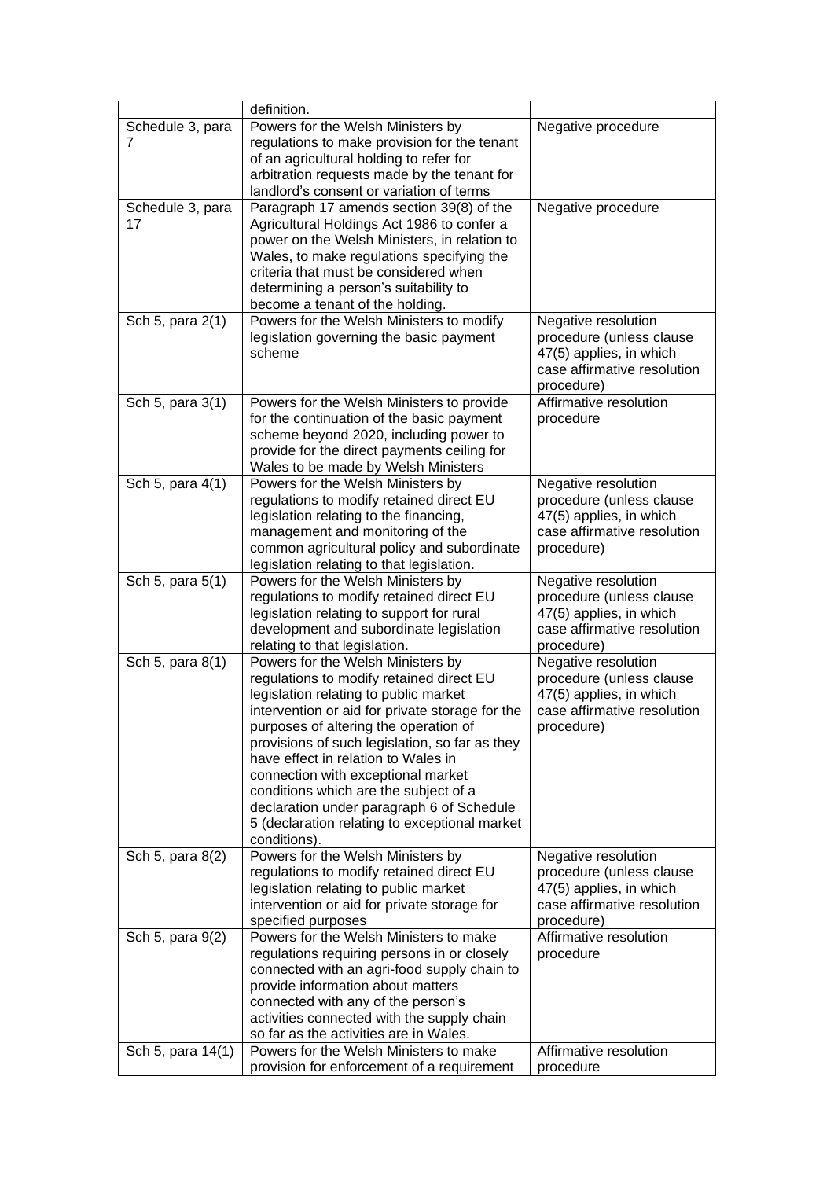|  | definition. |  |
| --- | --- | --- |
| Schedule 3, para 7 | Powers for the Welsh Ministers by regulations to make provision for the tenant of an agricultural holding to refer for arbitration requests made by the tenant for landlord's consent or variation of terms | Negative procedure |
| Schedule 3, para 17 | Paragraph 17 amends section 39(8) of the Agricultural Holdings Act 1986 to confer a power on the Welsh Ministers, in relation to Wales, to make regulations specifying the criteria that must be considered when determining a person's suitability to become a tenant of the holding. | Negative procedure |
| Sch 5, para 2(1) | Powers for the Welsh Ministers to modify legislation governing the basic payment scheme | Negative resolution procedure (unless clause 47(5) applies, in which case affirmative resolution procedure) |
| Sch 5, para 3(1) | Powers for the Welsh Ministers to provide for the continuation of the basic payment scheme beyond 2020, including power to provide for the direct payments ceiling for Wales to be made by Welsh Ministers | Affirmative resolution procedure |
| Sch 5, para 4(1) | Powers for the Welsh Ministers by regulations to modify retained direct EU legislation relating to the financing, management and monitoring of the common agricultural policy and subordinate legislation relating to that legislation. | Negative resolution procedure (unless clause 47(5) applies, in which case affirmative resolution procedure) |
| Sch 5, para 5(1) | Powers for the Welsh Ministers by regulations to modify retained direct EU legislation relating to support for rural development and subordinate legislation relating to that legislation. | Negative resolution procedure (unless clause 47(5) applies, in which case affirmative resolution procedure) |
| Sch 5, para 8(1) | Powers for the Welsh Ministers by regulations to modify retained direct EU legislation relating to public market intervention or aid for private storage for the purposes of altering the operation of provisions of such legislation, so far as they have effect in relation to Wales in connection with exceptional market conditions which are the subject of a declaration under paragraph 6 of Schedule 5 (declaration relating to exceptional market conditions). | Negative resolution procedure (unless clause 47(5) applies, in which case affirmative resolution procedure) |
| Sch 5, para 8(2) | Powers for the Welsh Ministers by regulations to modify retained direct EU legislation relating to public market intervention or aid for private storage for specified purposes | Negative resolution procedure (unless clause 47(5) applies, in which case affirmative resolution procedure) |
| Sch 5, para 9(2) | Powers for the Welsh Ministers to make regulations requiring persons in or closely connected with an agri-food supply chain to provide information about matters connected with any of the person's activities connected with the supply chain so far as the activities are in Wales. | Affirmative resolution procedure |
| Sch 5, para 14(1) | Powers for the Welsh Ministers to make provision for enforcement of a requirement | Affirmative resolution procedure |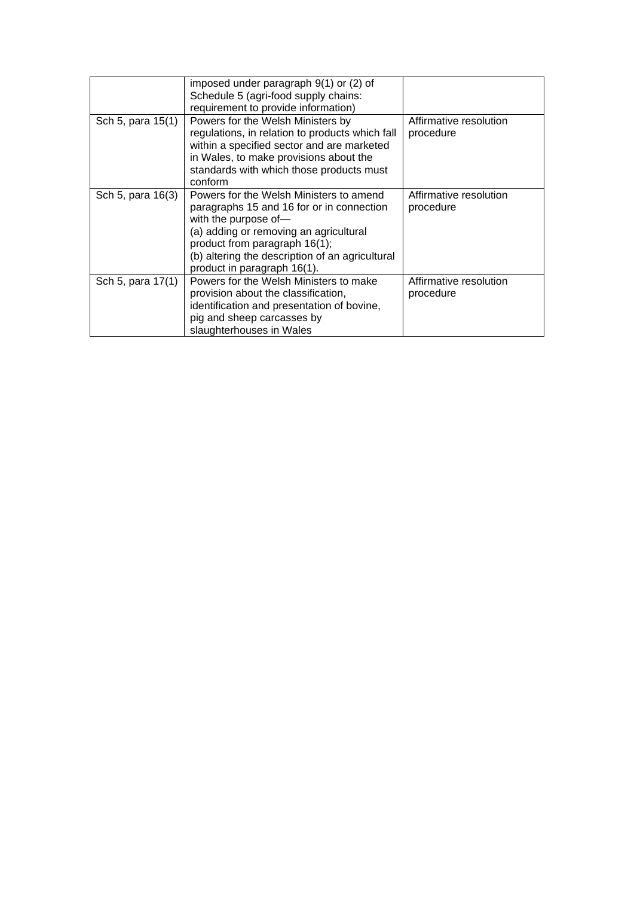| | | |
|---|---|---|
| | imposed under paragraph 9(1) or (2) of Schedule 5 (agri-food supply chains: requirement to provide information) | |
| Sch 5, para 15(1) | Powers for the Welsh Ministers by regulations, in relation to products which fall within a specified sector and are marketed in Wales, to make provisions about the standards with which those products must conform | Affirmative resolution procedure |
| Sch 5, para 16(3) | Powers for the Welsh Ministers to amend paragraphs 15 and 16 for or in connection with the purpose of—<br>(a) adding or removing an agricultural product from paragraph 16(1);<br>(b) altering the description of an agricultural product in paragraph 16(1). | Affirmative resolution procedure |
| Sch 5, para 17(1) | Powers for the Welsh Ministers to make provision about the classification, identification and presentation of bovine, pig and sheep carcasses by slaughterhouses in Wales | Affirmative resolution procedure |